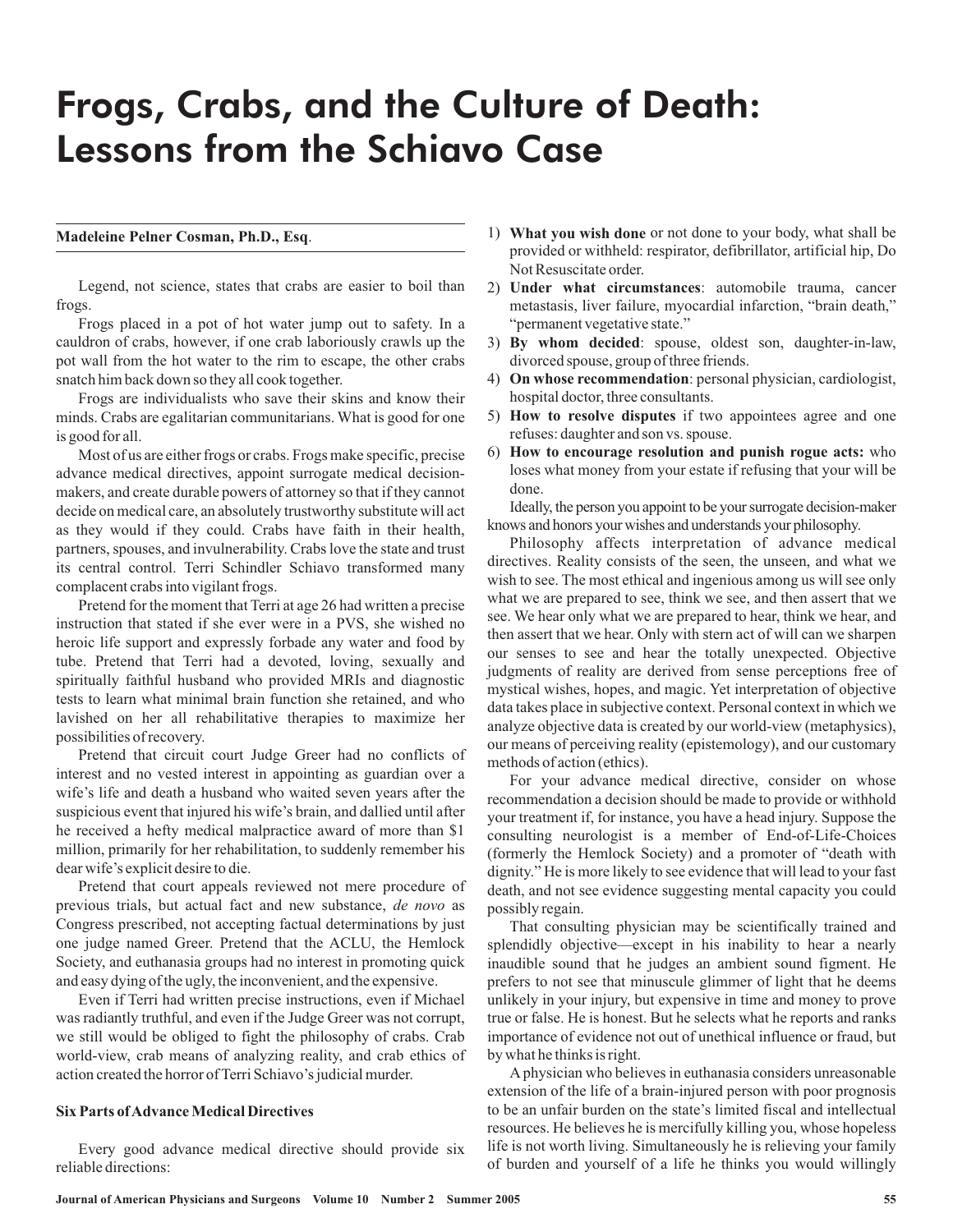# Frogs, Crabs, and the Culture of Death: Lessons from the Schiavo Case

**Madeleine Pelner Cosman, Ph.D., Esq**.

Legend, not science, states that crabs are easier to boil than frogs.

Frogs placed in a pot of hot water jump out to safety. In a cauldron of crabs, however, if one crab laboriously crawls up the pot wall from the hot water to the rim to escape, the other crabs snatch him back down so they all cook together.

Frogs are individualists who save their skins and know their minds. Crabs are egalitarian communitarians. What is good for one is good for all.

Most of us are either frogs or crabs. Frogs make specific, precise advance medical directives, appoint surrogate medical decision-makers, and create durable powers of attorney so that if they cannot decide on medical care, an absolutely trustworthy substitute will act as they would if they could. Crabs have faith in their health, partners, spouses, and invulnerability. Crabs love the state and trust its central control. Terri Schindler Schiavo transformed many complacent crabs into vigilant frogs.

Pretend for the moment that Terri at age 26 had written a precise instruction that stated if she ever were in a PVS, she wished no heroic life support and expressly forbade any water and food by tube. Pretend that Terri had a devoted, loving, sexually and spiritually faithful husband who provided MRIs and diagnostic tests to learn what minimal brain function she retained, and who lavished on her all rehabilitative therapies to maximize her possibilities of recovery.

Pretend that circuit court Judge Greer had no conflicts of interest and no vested interest in appointing as guardian over a wife's life and death a husband who waited seven years after the suspicious event that injured his wife's brain, and dallied until after he received a hefty medical malpractice award of more than $1 million, primarily for her rehabilitation, to suddenly remember his dear wife's explicit desire to die.

Pretend that court appeals reviewed not mere procedure of previous trials, but actual fact and new substance, *de novo* as Congress prescribed, not accepting factual determinations by just one judge named Greer. Pretend that the ACLU, the Hemlock Society, and euthanasia groups had no interest in promoting quick and easy dying of the ugly, the inconvenient, and the expensive.

Even if Terri had written precise instructions, even if Michael was radiantly truthful, and even if the Judge Greer was not corrupt, we still would be obliged to fight the philosophy of crabs. Crab world-view, crab means of analyzing reality, and crab ethics of action created the horror of Terri Schiavo's judicial murder.

### Six Parts of Advance Medical Directives

Every good advance medical directive should provide six reliable directions:

1) **What you wish done** or not done to your body, what shall be provided or withheld: respirator, defibrillator, artificial hip, Do Not Resuscitate order.
2) **Under what circumstances**: automobile trauma, cancer metastasis, liver failure, myocardial infarction, "brain death," "permanent vegetative state."
3) **By whom decided**: spouse, oldest son, daughter-in-law, divorced spouse, group of three friends.
4) **On whose recommendation**: personal physician, cardiologist, hospital doctor, three consultants.
5) **How to resolve disputes** if two appointees agree and one refuses: daughter and son vs. spouse.
6) **How to encourage resolution and punish rogue acts:** who loses what money from your estate if refusing that your will be done.

Ideally, the person you appoint to be your surrogate decision-maker knows and honors your wishes and understands your philosophy.

Philosophy affects interpretation of advance medical directives. Reality consists of the seen, the unseen, and what we wish to see. The most ethical and ingenious among us will see only what we are prepared to see, think we see, and then assert that we see. We hear only what we are prepared to hear, think we hear, and then assert that we hear. Only with stern act of will can we sharpen our senses to see and hear the totally unexpected. Objective judgments of reality are derived from sense perceptions free of mystical wishes, hopes, and magic. Yet interpretation of objective data takes place in subjective context. Personal context in which we analyze objective data is created by our world-view (metaphysics), our means of perceiving reality (epistemology), and our customary methods of action (ethics).

For your advance medical directive, consider on whose recommendation a decision should be made to provide or withhold your treatment if, for instance, you have a head injury. Suppose the consulting neurologist is a member of End-of-Life-Choices (formerly the Hemlock Society) and a promoter of "death with dignity." He is more likely to see evidence that will lead to your fast death, and not see evidence suggesting mental capacity you could possibly regain.

That consulting physician may be scientifically trained and splendidly objective—except in his inability to hear a nearly inaudible sound that he judges an ambient sound figment. He prefers to not see that minuscule glimmer of light that he deems unlikely in your injury, but expensive in time and money to prove true or false. He is honest. But he selects what he reports and ranks importance of evidence not out of unethical influence or fraud, but by what he thinks is right.

A physician who believes in euthanasia considers unreasonable extension of the life of a brain-injured person with poor prognosis to be an unfair burden on the state's limited fiscal and intellectual resources. He believes he is mercifully killing you, whose hopeless life is not worth living. Simultaneously he is relieving your family of burden and yourself of a life he thinks you would willingly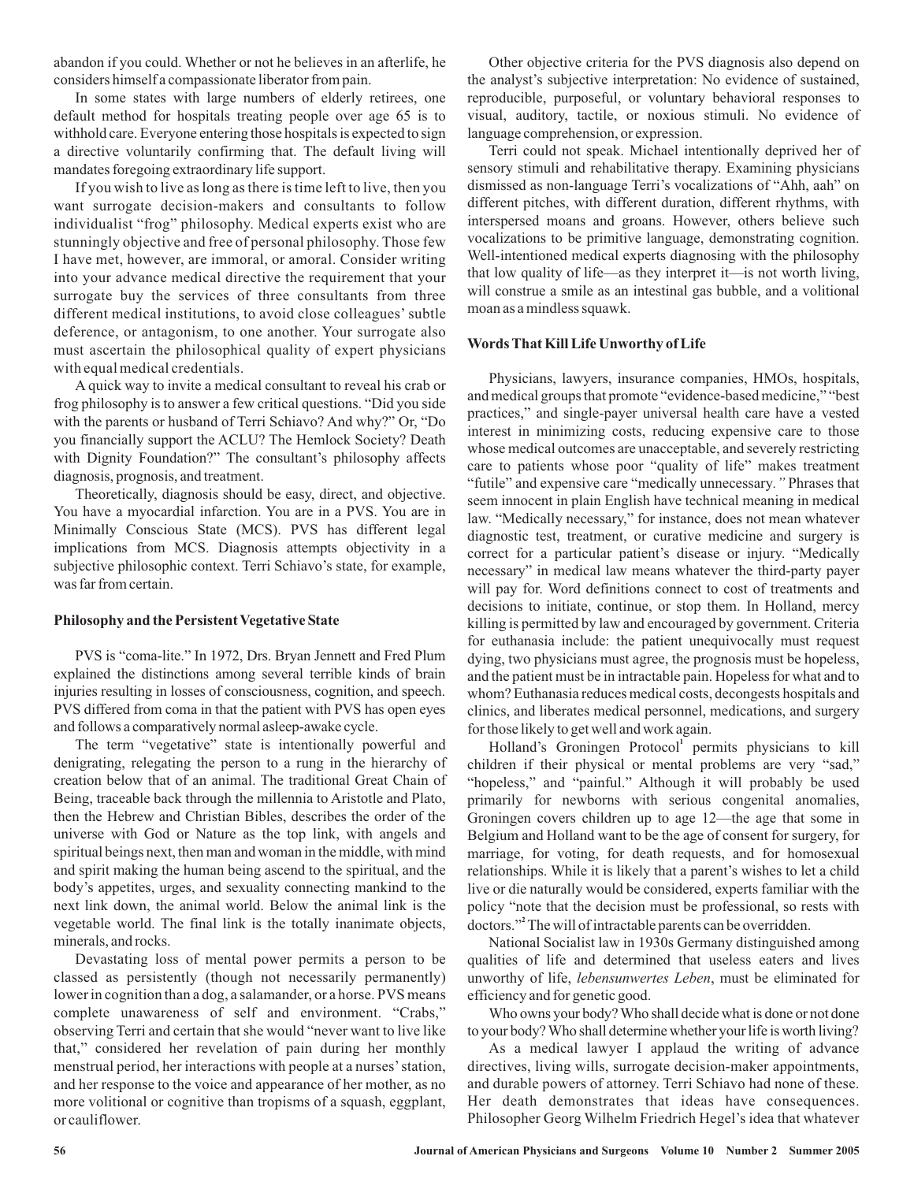abandon if you could. Whether or not he believes in an afterlife, he considers himself a compassionate liberator from pain.

In some states with large numbers of elderly retirees, one default method for hospitals treating people over age 65 is to withhold care. Everyone entering those hospitals is expected to sign a directive voluntarily confirming that. The default living will mandates foregoing extraordinary life support.

If you wish to live as long as there is time left to live, then you want surrogate decision-makers and consultants to follow individualist "frog" philosophy. Medical experts exist who are stunningly objective and free of personal philosophy. Those few I have met, however, are immoral, or amoral. Consider writing into your advance medical directive the requirement that your surrogate buy the services of three consultants from three different medical institutions, to avoid close colleagues' subtle deference, or antagonism, to one another. Your surrogate also must ascertain the philosophical quality of expert physicians with equal medical credentials.

A quick way to invite a medical consultant to reveal his crab or frog philosophy is to answer a few critical questions. "Did you side with the parents or husband of Terri Schiavo? And why?" Or, "Do you financially support the ACLU? The Hemlock Society? Death with Dignity Foundation?" The consultant's philosophy affects diagnosis, prognosis, and treatment.

Theoretically, diagnosis should be easy, direct, and objective. You have a myocardial infarction. You are in a PVS. You are in Minimally Conscious State (MCS). PVS has different legal implications from MCS. Diagnosis attempts objectivity in a subjective philosophic context. Terri Schiavo's state, for example, was far from certain.

#### Philosophy and the Persistent Vegetative State

PVS is "coma-lite." In 1972, Drs. Bryan Jennett and Fred Plum explained the distinctions among several terrible kinds of brain injuries resulting in losses of consciousness, cognition, and speech. PVS differed from coma in that the patient with PVS has open eyes and follows a comparatively normal asleep-awake cycle.

The term "vegetative" state is intentionally powerful and denigrating, relegating the person to a rung in the hierarchy of creation below that of an animal. The traditional Great Chain of Being, traceable back through the millennia to Aristotle and Plato, then the Hebrew and Christian Bibles, describes the order of the universe with God or Nature as the top link, with angels and spiritual beings next, then man and woman in the middle, with mind and spirit making the human being ascend to the spiritual, and the body's appetites, urges, and sexuality connecting mankind to the next link down, the animal world. Below the animal link is the vegetable world. The final link is the totally inanimate objects, minerals, and rocks.

Devastating loss of mental power permits a person to be classed as persistently (though not necessarily permanently) lower in cognition than a dog, a salamander, or a horse. PVS means complete unawareness of self and environment. "Crabs," observing Terri and certain that she would "never want to live like that," considered her revelation of pain during her monthly menstrual period, her interactions with people at a nurses' station, and her response to the voice and appearance of her mother, as no more volitional or cognitive than tropisms of a squash, eggplant, or cauliflower.

Other objective criteria for the PVS diagnosis also depend on the analyst's subjective interpretation: No evidence of sustained, reproducible, purposeful, or voluntary behavioral responses to visual, auditory, tactile, or noxious stimuli. No evidence of language comprehension, or expression.

Terri could not speak. Michael intentionally deprived her of sensory stimuli and rehabilitative therapy. Examining physicians dismissed as non-language Terri's vocalizations of "Ahh, aah" on different pitches, with different duration, different rhythms, with interspersed moans and groans. However, others believe such vocalizations to be primitive language, demonstrating cognition. Well-intentioned medical experts diagnosing with the philosophy that low quality of life—as they interpret it—is not worth living, will construe a smile as an intestinal gas bubble, and a volitional moan as a mindless squawk.

#### Words That Kill Life Unworthy of Life

Physicians, lawyers, insurance companies, HMOs, hospitals, and medical groups that promote "evidence-based medicine," "best practices," and single-payer universal health care have a vested interest in minimizing costs, reducing expensive care to those whose medical outcomes are unacceptable, and severely restricting care to patients whose poor "quality of life" makes treatment "futile" and expensive care "medically unnecessary." Phrases that seem innocent in plain English have technical meaning in medical law. "Medically necessary," for instance, does not mean whatever diagnostic test, treatment, or curative medicine and surgery is correct for a particular patient's disease or injury. "Medically necessary" in medical law means whatever the third-party payer will pay for. Word definitions connect to cost of treatments and decisions to initiate, continue, or stop them. In Holland, mercy killing is permitted by law and encouraged by government. Criteria for euthanasia include: the patient unequivocally must request dying, two physicians must agree, the prognosis must be hopeless, and the patient must be in intractable pain. Hopeless for what and to whom? Euthanasia reduces medical costs, decongests hospitals and clinics, and liberates medical personnel, medications, and surgery for those likely to get well and work again.

Holland's Groningen Protocol[1] permits physicians to kill children if their physical or mental problems are very "sad," "hopeless," and "painful." Although it will probably be used primarily for newborns with serious congenital anomalies, Groningen covers children up to age 12—the age that some in Belgium and Holland want to be the age of consent for surgery, for marriage, for voting, for death requests, and for homosexual relationships. While it is likely that a parent's wishes to let a child live or die naturally would be considered, experts familiar with the policy "note that the decision must be professional, so rests with doctors."[2] The will of intractable parents can be overridden.

National Socialist law in 1930s Germany distinguished among qualities of life and determined that useless eaters and lives unworthy of life, *lebensunwertes Leben*, must be eliminated for efficiency and for genetic good.

Who owns your body? Who shall decide what is done or not done to your body? Who shall determine whether your life is worth living?

As a medical lawyer I applaud the writing of advance directives, living wills, surrogate decision-maker appointments, and durable powers of attorney. Terri Schiavo had none of these. Her death demonstrates that ideas have consequences. Philosopher Georg Wilhelm Friedrich Hegel's idea that whatever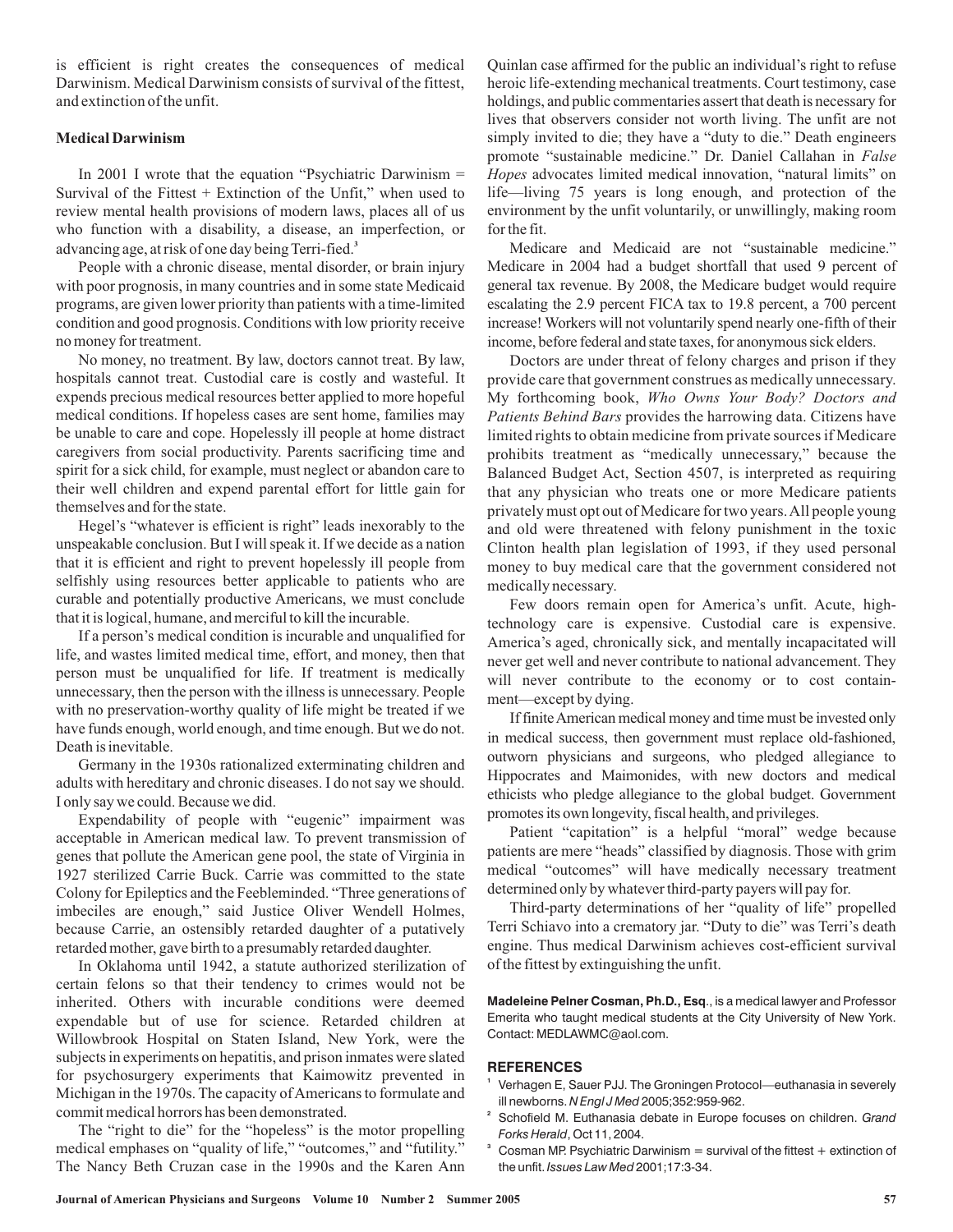is efficient is right creates the consequences of medical Darwinism. Medical Darwinism consists of survival of the fittest, and extinction of the unfit.

### Medical Darwinism

In 2001 I wrote that the equation "Psychiatric Darwinism = Survival of the Fittest + Extinction of the Unfit," when used to review mental health provisions of modern laws, places all of us who function with a disability, a disease, an imperfection, or advancing age, at risk of one day being Terri-fied.[3]

People with a chronic disease, mental disorder, or brain injury with poor prognosis, in many countries and in some state Medicaid programs, are given lower priority than patients with a time-limited condition and good prognosis. Conditions with low priority receive no money for treatment.

No money, no treatment. By law, doctors cannot treat. By law, hospitals cannot treat. Custodial care is costly and wasteful. It expends precious medical resources better applied to more hopeful medical conditions. If hopeless cases are sent home, families may be unable to care and cope. Hopelessly ill people at home distract caregivers from social productivity. Parents sacrificing time and spirit for a sick child, for example, must neglect or abandon care to their well children and expend parental effort for little gain for themselves and for the state.

Hegel's "whatever is efficient is right" leads inexorably to the unspeakable conclusion. But I will speak it. If we decide as a nation that it is efficient and right to prevent hopelessly ill people from selfishly using resources better applicable to patients who are curable and potentially productive Americans, we must conclude that it is logical, humane, and merciful to kill the incurable.

If a person's medical condition is incurable and unqualified for life, and wastes limited medical time, effort, and money, then that person must be unqualified for life. If treatment is medically unnecessary, then the person with the illness is unnecessary. People with no preservation-worthy quality of life might be treated if we have funds enough, world enough, and time enough. But we do not. Death is inevitable.

Germany in the 1930s rationalized exterminating children and adults with hereditary and chronic diseases. I do not say we should. I only say we could. Because we did.

Expendability of people with "eugenic" impairment was acceptable in American medical law. To prevent transmission of genes that pollute the American gene pool, the state of Virginia in 1927 sterilized Carrie Buck. Carrie was committed to the state Colony for Epileptics and the Feebleminded. "Three generations of imbeciles are enough," said Justice Oliver Wendell Holmes, because Carrie, an ostensibly retarded daughter of a putatively retarded mother, gave birth to a presumably retarded daughter.

In Oklahoma until 1942, a statute authorized sterilization of certain felons so that their tendency to crimes would not be inherited. Others with incurable conditions were deemed expendable but of use for science. Retarded children at Willowbrook Hospital on Staten Island, New York, were the subjects in experiments on hepatitis, and prison inmates were slated for psychosurgery experiments that Kaimowitz prevented in Michigan in the 1970s. The capacity of Americans to formulate and commit medical horrors has been demonstrated.

The "right to die" for the "hopeless" is the motor propelling medical emphases on "quality of life," "outcomes," and "futility." The Nancy Beth Cruzan case in the 1990s and the Karen Ann Quinlan case affirmed for the public an individual's right to refuse heroic life-extending mechanical treatments. Court testimony, case holdings, and public commentaries assert that death is necessary for lives that observers consider not worth living. The unfit are not simply invited to die; they have a "duty to die." Death engineers promote "sustainable medicine." Dr. Daniel Callahan in *False Hopes* advocates limited medical innovation, "natural limits" on life—living 75 years is long enough, and protection of the environment by the unfit voluntarily, or unwillingly, making room for the fit.

Medicare and Medicaid are not "sustainable medicine." Medicare in 2004 had a budget shortfall that used 9 percent of general tax revenue. By 2008, the Medicare budget would require escalating the 2.9 percent FICA tax to 19.8 percent, a 700 percent increase! Workers will not voluntarily spend nearly one-fifth of their income, before federal and state taxes, for anonymous sick elders.

Doctors are under threat of felony charges and prison if they provide care that government construes as medically unnecessary. My forthcoming book, *Who Owns Your Body? Doctors and Patients Behind Bars* provides the harrowing data. Citizens have limited rights to obtain medicine from private sources if Medicare prohibits treatment as "medically unnecessary," because the Balanced Budget Act, Section 4507, is interpreted as requiring that any physician who treats one or more Medicare patients privately must opt out of Medicare for two years. All people young and old were threatened with felony punishment in the toxic Clinton health plan legislation of 1993, if they used personal money to buy medical care that the government considered not medically necessary.

Few doors remain open for America's unfit. Acute, high-technology care is expensive. Custodial care is expensive. America's aged, chronically sick, and mentally incapacitated will never get well and never contribute to national advancement. They will never contribute to the economy or to cost containment—except by dying.

If finite American medical money and time must be invested only in medical success, then government must replace old-fashioned, outworn physicians and surgeons, who pledged allegiance to Hippocrates and Maimonides, with new doctors and medical ethicists who pledge allegiance to the global budget. Government promotes its own longevity, fiscal health, and privileges.

Patient "capitation" is a helpful "moral" wedge because patients are mere "heads" classified by diagnosis. Those with grim medical "outcomes" will have medically necessary treatment determined only by whatever third-party payers will pay for.

Third-party determinations of her "quality of life" propelled Terri Schiavo into a crematory jar. "Duty to die" was Terri's death engine. Thus medical Darwinism achieves cost-efficient survival of the fittest by extinguishing the unfit.

**Madeleine Pelner Cosman, Ph.D., Esq**., is a medical lawyer and Professor Emerita who taught medical students at the City University of New York. Contact: MEDLAWMC@aol.com.

### REFERENCES

1. Verhagen E, Sauer PJJ. The Groningen Protocol—euthanasia in severely ill newborns. *N Engl J Med* 2005;352:959-962.
2. Schofield M. Euthanasia debate in Europe focuses on children. *Grand Forks Herald*, Oct 11, 2004.
3. Cosman MP. Psychiatric Darwinism = survival of the fittest + extinction of the unfit. *Issues Law Med* 2001;17:3-34.